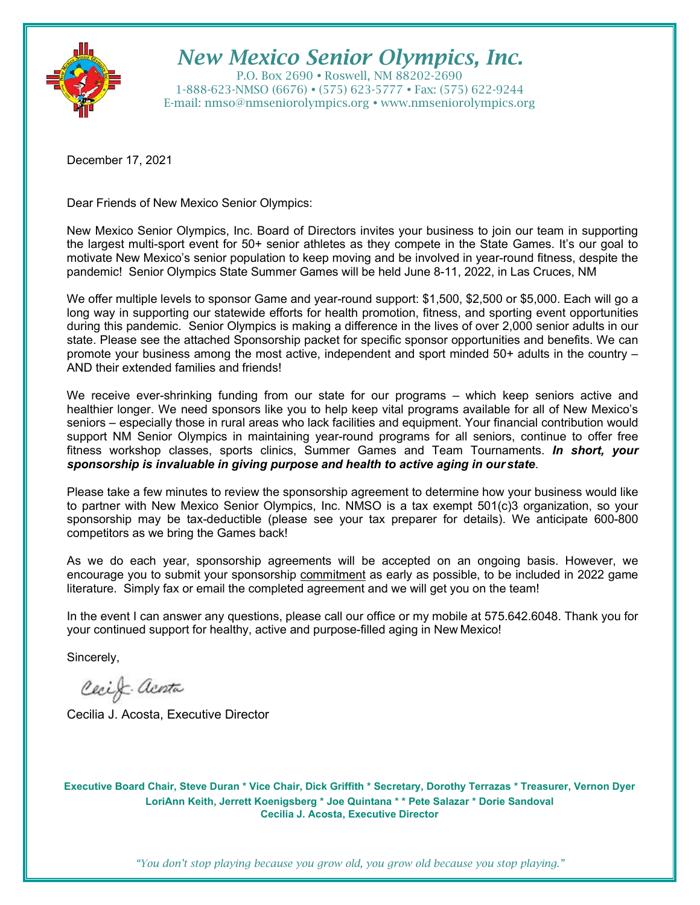# New Mexico Senior Olympics, Inc.

P.O. Box 2690 • Roswell, NM 88202-2690
1-888-623-NMSO (6676) • (575) 623-5777 • Fax: (575) 622-9244
E-mail: nmso@nmseniorolympics.org • www.nmseniorolympics.org

December 17, 2021

Dear Friends of New Mexico Senior Olympics:

New Mexico Senior Olympics, Inc. Board of Directors invites your business to join our team in supporting the largest multi-sport event for 50+ senior athletes as they compete in the State Games. It's our goal to motivate New Mexico's senior population to keep moving and be involved in year-round fitness, despite the pandemic! Senior Olympics State Summer Games will be held June 8-11, 2022, in Las Cruces, NM

We offer multiple levels to sponsor Game and year-round support: $1,500, $2,500 or $5,000. Each will go a long way in supporting our statewide efforts for health promotion, fitness, and sporting event opportunities during this pandemic. Senior Olympics is making a difference in the lives of over 2,000 senior adults in our state. Please see the attached Sponsorship packet for specific sponsor opportunities and benefits. We can promote your business among the most active, independent and sport minded 50+ adults in the country – AND their extended families and friends!

We receive ever-shrinking funding from our state for our programs – which keep seniors active and healthier longer. We need sponsors like you to help keep vital programs available for all of New Mexico's seniors – especially those in rural areas who lack facilities and equipment. Your financial contribution would support NM Senior Olympics in maintaining year-round programs for all seniors, continue to offer free fitness workshop classes, sports clinics, Summer Games and Team Tournaments. ***In short, your sponsorship is invaluable in giving purpose and health to active aging in our state***.

Please take a few minutes to review the sponsorship agreement to determine how your business would like to partner with New Mexico Senior Olympics, Inc. NMSO is a tax exempt 501(c)3 organization, so your sponsorship may be tax-deductible (please see your tax preparer for details). We anticipate 600-800 competitors as we bring the Games back!

As we do each year, sponsorship agreements will be accepted on an ongoing basis. However, we encourage you to submit your sponsorship <u>commitment</u> as early as possible, to be included in 2022 game literature. Simply fax or email the completed agreement and we will get you on the team!

In the event I can answer any questions, please call our office or my mobile at 575.642.6048. Thank you for your continued support for healthy, active and purpose-filled aging in New Mexico!

Sincerely,

Cecilia J. Acosta, Executive Director

**Executive Board Chair, Steve Duran * Vice Chair, Dick Griffith * Secretary, Dorothy Terrazas * Treasurer, Vernon Dyer**
**LoriAnn Keith, Jerrett Koenigsberg * Joe Quintana * * Pete Salazar * Dorie Sandoval**
**Cecilia J. Acosta, Executive Director**

*"You don't stop playing because you grow old, you grow old because you stop playing."*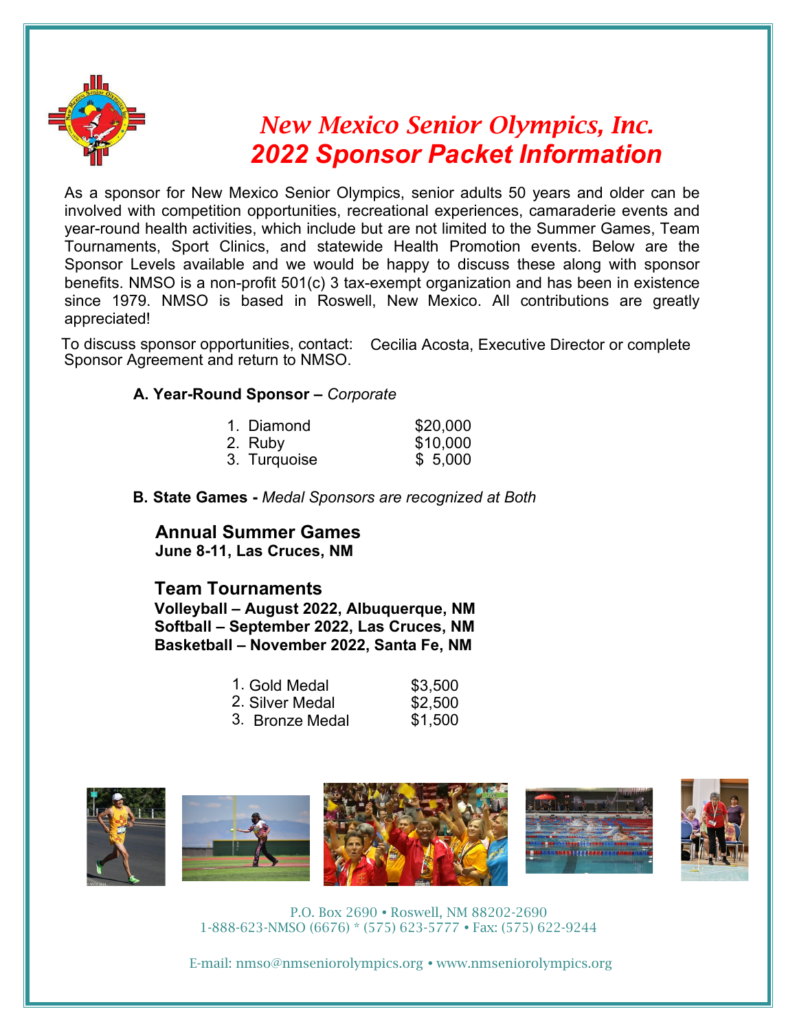# New Mexico Senior Olympics, Inc.
# 2022 Sponsor Packet Information

As a sponsor for New Mexico Senior Olympics, senior adults 50 years and older can be involved with competition opportunities, recreational experiences, camaraderie events and year-round health activities, which include but are not limited to the Summer Games, Team Tournaments, Sport Clinics, and statewide Health Promotion events. Below are the Sponsor Levels available and we would be happy to discuss these along with sponsor benefits. NMSO is a non-profit 501(c) 3 tax-exempt organization and has been in existence since 1979. NMSO is based in Roswell, New Mexico. All contributions are greatly appreciated!

To discuss sponsor opportunities, contact: Cecilia Acosta, Executive Director or complete Sponsor Agreement and return to NMSO.

**A. Year-Round Sponsor –** *Corporate*

1. Diamond $20,000
2. Ruby $10,000
3. Turquoise $ 5,000

**B. State Games -** *Medal Sponsors are recognized at Both*

### Annual Summer Games
**June 8-11, Las Cruces, NM**

### Team Tournaments
**Volleyball – August 2022, Albuquerque, NM**
**Softball – September 2022, Las Cruces, NM**
**Basketball – November 2022, Santa Fe, NM**

1. Gold Medal $3,500
2. Silver Medal $2,500
3. Bronze Medal $1,500

P.O. Box 2690 • Roswell, NM 88202-2690
1-888-623-NMSO (6676) * (575) 623-5777 • Fax: (575) 622-9244

E-mail: nmso@nmseniorolympics.org • www.nmseniorolympics.org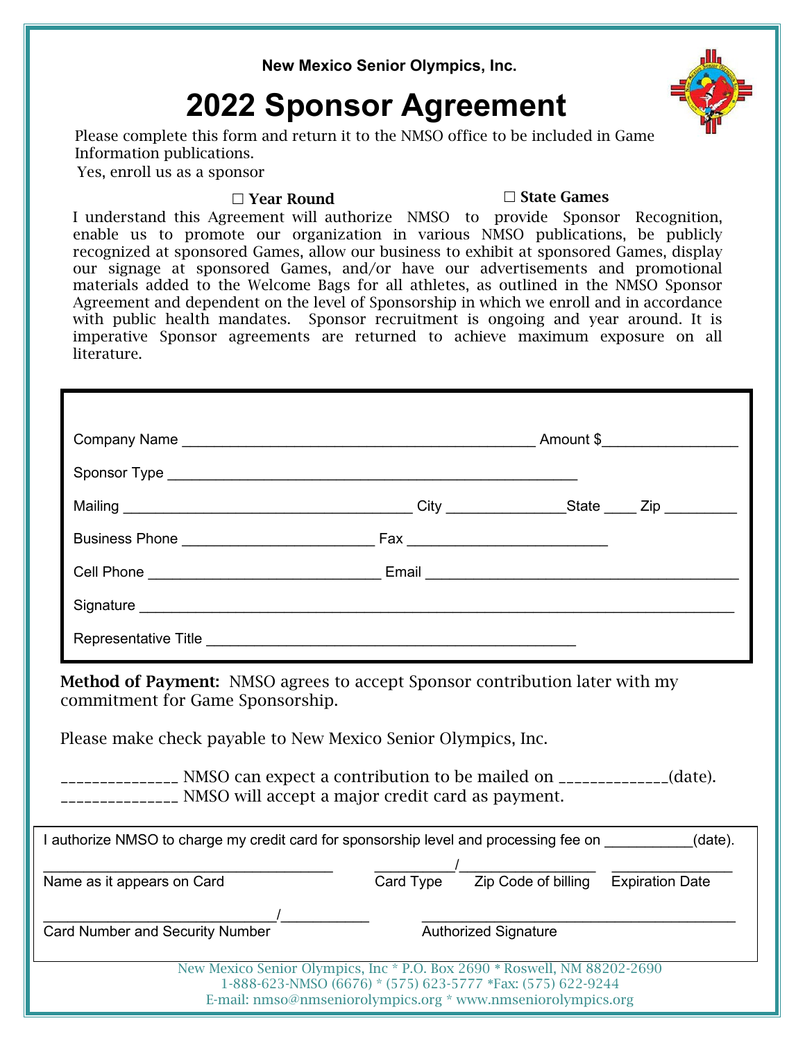**New Mexico Senior Olympics, Inc.**

# 2022 Sponsor Agreement

Please complete this form and return it to the NMSO office to be included in Game Information publications.

Yes, enroll us as a sponsor

☐ **Year Round** ☐ **State Games**

I understand this Agreement will authorize NMSO to provide Sponsor Recognition, enable us to promote our organization in various NMSO publications, be publicly recognized at sponsored Games, allow our business to exhibit at sponsored Games, display our signage at sponsored Games, and/or have our advertisements and promotional materials added to the Welcome Bags for all athletes, as outlined in the NMSO Sponsor Agreement and dependent on the level of Sponsorship in which we enroll and in accordance with public health mandates. Sponsor recruitment is ongoing and year around. It is imperative Sponsor agreements are returned to achieve maximum exposure on all literature.

Company Name ____________________________________________ Amount $_________________

Sponsor Type ____________________________________________________

Mailing ___________________________________ City _______________State ____ Zip _________

Business Phone ________________________ Fax _________________________

Cell Phone _____________________________ Email ________________________________________

Signature ____________________________________________________________________________

Representative Title _______________________________________________

**Method of Payment:** NMSO agrees to accept Sponsor contribution later with my commitment for Game Sponsorship.

Please make check payable to New Mexico Senior Olympics, Inc.

_______________ NMSO can expect a contribution to be mailed on ______________(date).
_______________ NMSO will accept a major credit card as payment.

I authorize NMSO to charge my credit card for sponsorship level and processing fee on ___________(date).

_____________________________________ __________/__________________ ________________
Name as it appears on Card Card Type Zip Code of billing Expiration Date

______________________________/___________ ________________________________________
Card Number and Security Number Authorized Signature

New Mexico Senior Olympics, Inc * P.O. Box 2690 * Roswell, NM 88202-2690
1-888-623-NMSO (6676) * (575) 623-5777 *Fax: (575) 622-9244
E-mail: nmso@nmseniorolympics.org * www.nmseniorolympics.org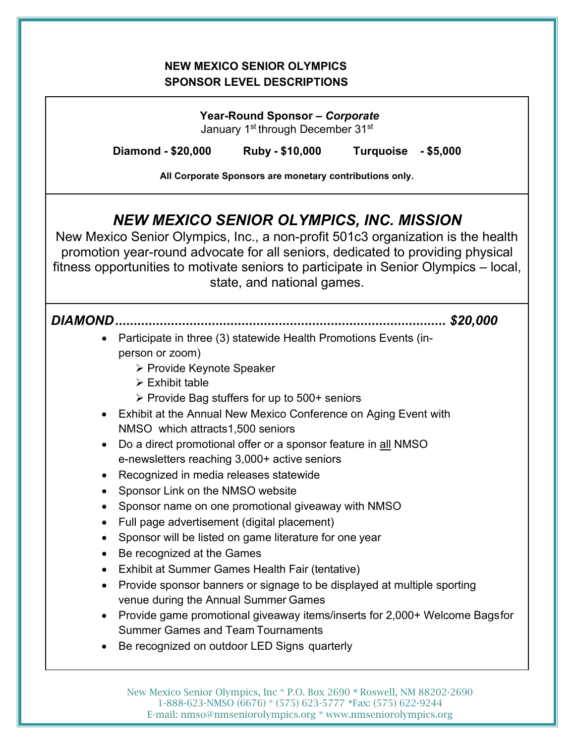# NEW MEXICO SENIOR OLYMPICS
# SPONSOR LEVEL DESCRIPTIONS

**Year-Round Sponsor – *Corporate***
January 1st through December 31st

**Diamond - $20,000** **Ruby - $10,000** **Turquoise - $5,000**

**All Corporate Sponsors are monetary contributions only.**

## *NEW MEXICO SENIOR OLYMPICS, INC. MISSION*

New Mexico Senior Olympics, Inc., a non-profit 501c3 organization is the health promotion year-round advocate for all seniors, dedicated to providing physical fitness opportunities to motivate seniors to participate in Senior Olympics – local, state, and national games.

***DIAMOND........................................................................................ $20,000***

- Participate in three (3) statewide Health Promotions Events (in-person or zoom)
  - Provide Keynote Speaker
  - Exhibit table
  - Provide Bag stuffers for up to 500+ seniors
- Exhibit at the Annual New Mexico Conference on Aging Event with NMSO which attracts1,500 seniors
- Do a direct promotional offer or a sponsor feature in <u>all</u> NMSO e-newsletters reaching 3,000+ active seniors
- Recognized in media releases statewide
- Sponsor Link on the NMSO website
- Sponsor name on one promotional giveaway with NMSO
- Full page advertisement (digital placement)
- Sponsor will be listed on game literature for one year
- Be recognized at the Games
- Exhibit at Summer Games Health Fair (tentative)
- Provide sponsor banners or signage to be displayed at multiple sporting venue during the Annual Summer Games
- Provide game promotional giveaway items/inserts for 2,000+ Welcome Bagsfor Summer Games and Team Tournaments
- Be recognized on outdoor LED Signs quarterly

New Mexico Senior Olympics, Inc * P.O. Box 2690 * Roswell, NM 88202-2690
1-888-623-NMSO (6676) * (575) 623-5777 *Fax: (575) 622-9244
E-mail: nmso@nmseniorolympics.org * www.nmseniorolympics.org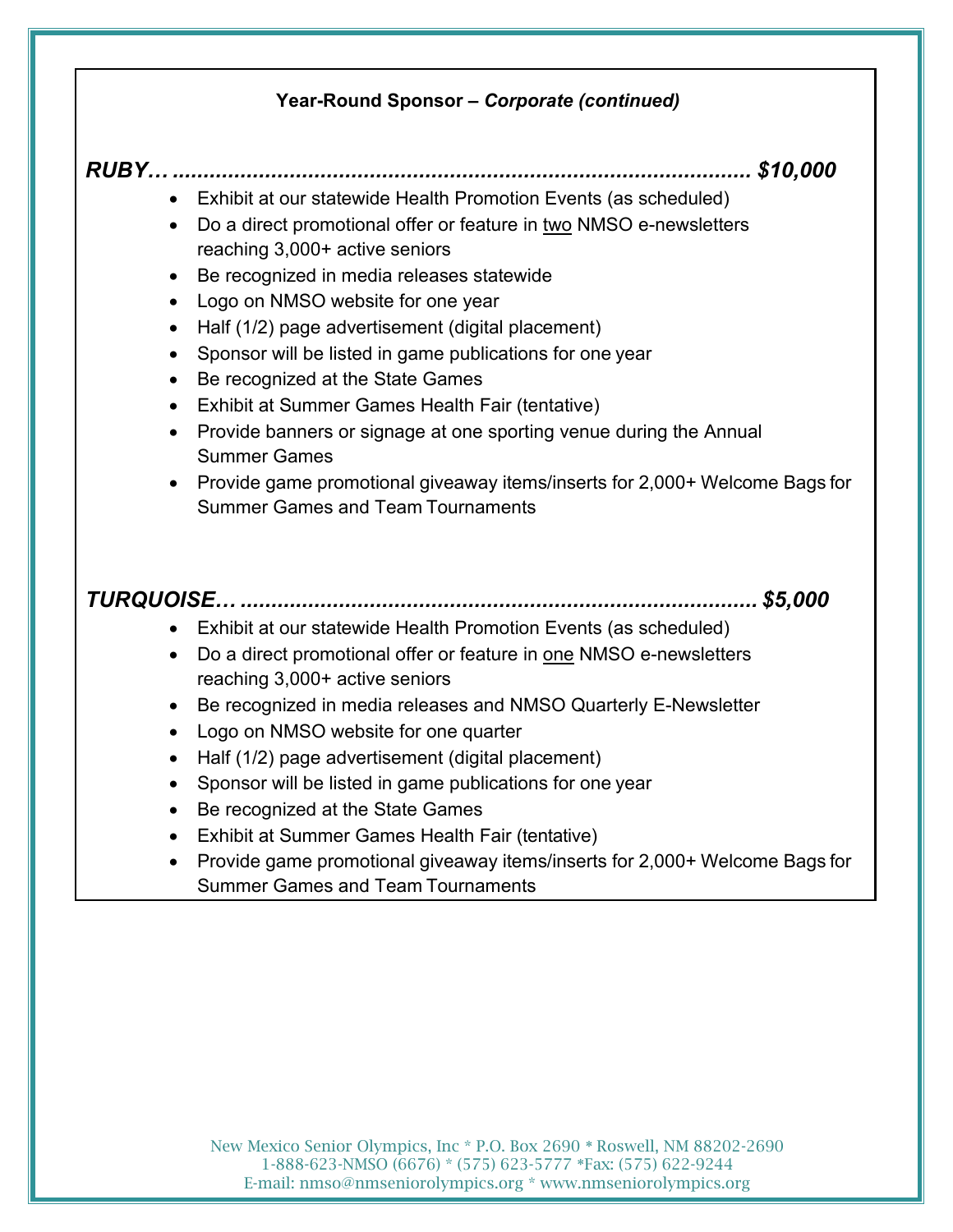**Year-Round Sponsor – *Corporate (continued)***

***RUBY… ........................................................................................ $10,000***

- Exhibit at our statewide Health Promotion Events (as scheduled)
- Do a direct promotional offer or feature in <u>two</u> NMSO e-newsletters reaching 3,000+ active seniors
- Be recognized in media releases statewide
- Logo on NMSO website for one year
- Half (1/2) page advertisement (digital placement)
- Sponsor will be listed in game publications for one year
- Be recognized at the State Games
- Exhibit at Summer Games Health Fair (tentative)
- Provide banners or signage at one sporting venue during the Annual Summer Games
- Provide game promotional giveaway items/inserts for 2,000+ Welcome Bags for Summer Games and Team Tournaments

***TURQUOISE… ................................................................................. $5,000***

- Exhibit at our statewide Health Promotion Events (as scheduled)
- Do a direct promotional offer or feature in <u>one</u> NMSO e-newsletters reaching 3,000+ active seniors
- Be recognized in media releases and NMSO Quarterly E-Newsletter
- Logo on NMSO website for one quarter
- Half (1/2) page advertisement (digital placement)
- Sponsor will be listed in game publications for one year
- Be recognized at the State Games
- Exhibit at Summer Games Health Fair (tentative)
- Provide game promotional giveaway items/inserts for 2,000+ Welcome Bags for Summer Games and Team Tournaments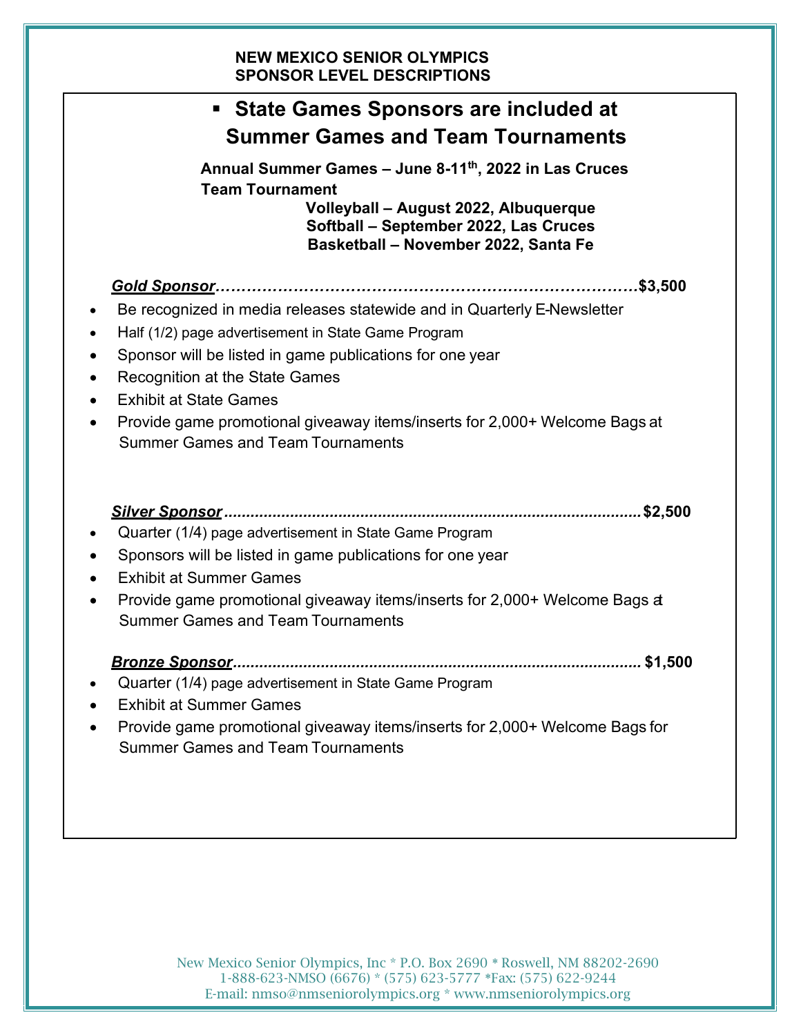**NEW MEXICO SENIOR OLYMPICS**
**SPONSOR LEVEL DESCRIPTIONS**

## ▪ State Games Sponsors are included at Summer Games and Team Tournaments

**Annual Summer Games – June 8-11th, 2022 in Las Cruces**

**Team Tournament**

**Volleyball – August 2022, Albuquerque**
**Softball – September 2022, Las Cruces**
**Basketball – November 2022, Santa Fe**

***Gold Sponsor*……………………………………………………………………….$3,500**

- Be recognized in media releases statewide and in Quarterly E-Newsletter
- Half (1/2) page advertisement in State Game Program
- Sponsor will be listed in game publications for one year
- Recognition at the State Games
- Exhibit at State Games
- Provide game promotional giveaway items/inserts for 2,000+ Welcome Bags at Summer Games and Team Tournaments

***Silver Sponsor*............................................................................................$2,500**

- Quarter (1/4) page advertisement in State Game Program
- Sponsors will be listed in game publications for one year
- Exhibit at Summer Games
- Provide game promotional giveaway items/inserts for 2,000+ Welcome Bags at Summer Games and Team Tournaments

***Bronze Sponsor*........................................................................................... $1,500**

- Quarter (1/4) page advertisement in State Game Program
- Exhibit at Summer Games
- Provide game promotional giveaway items/inserts for 2,000+ Welcome Bags for Summer Games and Team Tournaments

New Mexico Senior Olympics, Inc * P.O. Box 2690 * Roswell, NM 88202-2690
1-888-623-NMSO (6676) * (575) 623-5777 *Fax: (575) 622-9244
E-mail: nmso@nmseniorolympics.org * www.nmseniorolympics.org